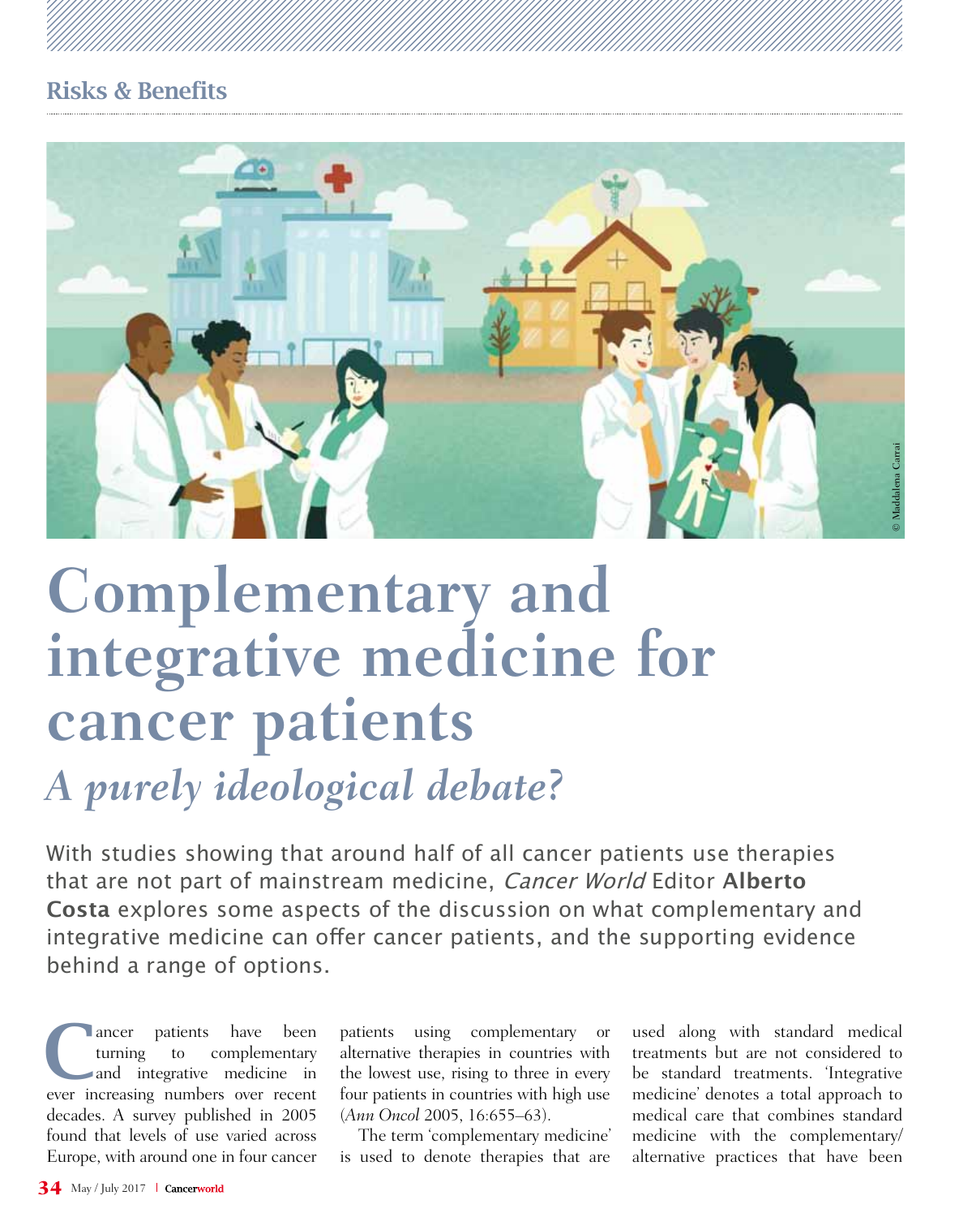Risks & Benefits

# Complementary and integrative medicine for cancer patients

## *A purely ideological debate?*

With studies showing that around half of all cancer patients use therapies that are not part of mainstream medicine, *Cancer World* Editor **Alberto Costa** explores some aspects of the discussion on what complementary and integrative medicine can offer cancer patients, and the supporting evidence behind a range of options.

Cancer patients have been turning to complementary and integrative medicine in ever increasing numbers over recent decades. A survey published in 2005 found that levels of use varied across Europe, with around one in four cancer patients using complementary or alternative therapies in countries with the lowest use, rising to three in every four patients in countries with high use (*Ann Oncol* 2005, 16:655–63).

The term 'complementary medicine' is used to denote therapies that are used along with standard medical treatments but are not considered to be standard treatments. 'Integrative medicine' denotes a total approach to medical care that combines standard medicine with the complementary/ alternative practices that have been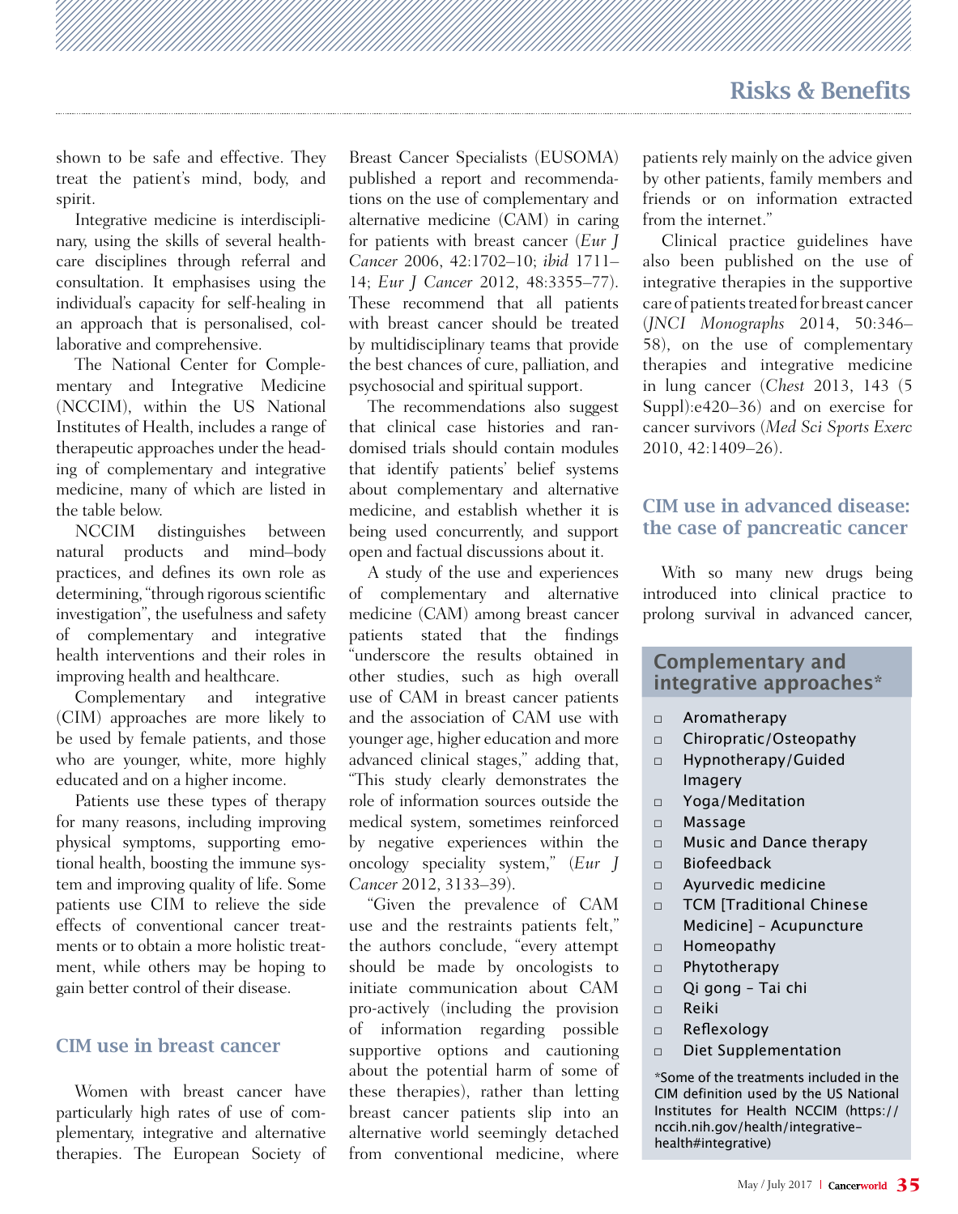shown to be safe and effective. They treat the patient's mind, body, and spirit.

Integrative medicine is interdisciplinary, using the skills of several healthcare disciplines through referral and consultation. It emphasises using the individual's capacity for self-healing in an approach that is personalised, collaborative and comprehensive.

The National Center for Complementary and Integrative Medicine (NCCIM), within the US National Institutes of Health, includes a range of therapeutic approaches under the heading of complementary and integrative medicine, many of which are listed in the table below.

NCCIM distinguishes between natural products and mind–body practices, and defines its own role as determining, "through rigorous scientific investigation", the usefulness and safety of complementary and integrative health interventions and their roles in improving health and healthcare.

Complementary and integrative (CIM) approaches are more likely to be used by female patients, and those who are younger, white, more highly educated and on a higher income.

Patients use these types of therapy for many reasons, including improving physical symptoms, supporting emotional health, boosting the immune system and improving quality of life. Some patients use CIM to relieve the side effects of conventional cancer treatments or to obtain a more holistic treatment, while others may be hoping to gain better control of their disease.

## CIM use in breast cancer

Women with breast cancer have particularly high rates of use of complementary, integrative and alternative therapies. The European Society of Breast Cancer Specialists (EUSOMA) published a report and recommendations on the use of complementary and alternative medicine (CAM) in caring for patients with breast cancer (*Eur J Cancer* 2006, 42:1702–10; *ibid* 1711–14; *Eur J Cancer* 2012, 48:3355–77). These recommend that all patients with breast cancer should be treated by multidisciplinary teams that provide the best chances of cure, palliation, and psychosocial and spiritual support.

The recommendations also suggest that clinical case histories and randomised trials should contain modules that identify patients' belief systems about complementary and alternative medicine, and establish whether it is being used concurrently, and support open and factual discussions about it.

A study of the use and experiences of complementary and alternative medicine (CAM) among breast cancer patients stated that the findings "underscore the results obtained in other studies, such as high overall use of CAM in breast cancer patients and the association of CAM use with younger age, higher education and more advanced clinical stages," adding that, "This study clearly demonstrates the role of information sources outside the medical system, sometimes reinforced by negative experiences within the oncology speciality system," (*Eur J Cancer* 2012, 3133–39).

"Given the prevalence of CAM use and the restraints patients felt," the authors conclude, "every attempt should be made by oncologists to initiate communication about CAM pro-actively (including the provision of information regarding possible supportive options and cautioning about the potential harm of some of these therapies), rather than letting breast cancer patients slip into an alternative world seemingly detached from conventional medicine, where patients rely mainly on the advice given by other patients, family members and friends or on information extracted from the internet."

Clinical practice guidelines have also been published on the use of integrative therapies in the supportive care of patients treated for breast cancer (*JNCI Monographs* 2014, 50:346–58), on the use of complementary therapies and integrative medicine in lung cancer (*Chest* 2013, 143 (5 Suppl):e420–36) and on exercise for cancer survivors (*Med Sci Sports Exerc* 2010, 42:1409–26).

## CIM use in advanced disease: the case of pancreatic cancer

With so many new drugs being introduced into clinical practice to prolong survival in advanced cancer,

### Complementary and integrative approaches*

- Aromatherapy
- Chiropratic/Osteopathy
- Hypnotherapy/Guided Imagery
- Yoga/Meditation
- Massage
- Music and Dance therapy
- Biofeedback
- Ayurvedic medicine
- TCM [Traditional Chinese Medicine] – Acupuncture
- Homeopathy
- Phytotherapy
- Qi gong – Tai chi
- Reiki
- Reflexology
- Diet Supplementation

*Some of the treatments included in the CIM definition used by the US National Institutes for Health NCCIM (https://nccih.nih.gov/health/integrative-health#integrative)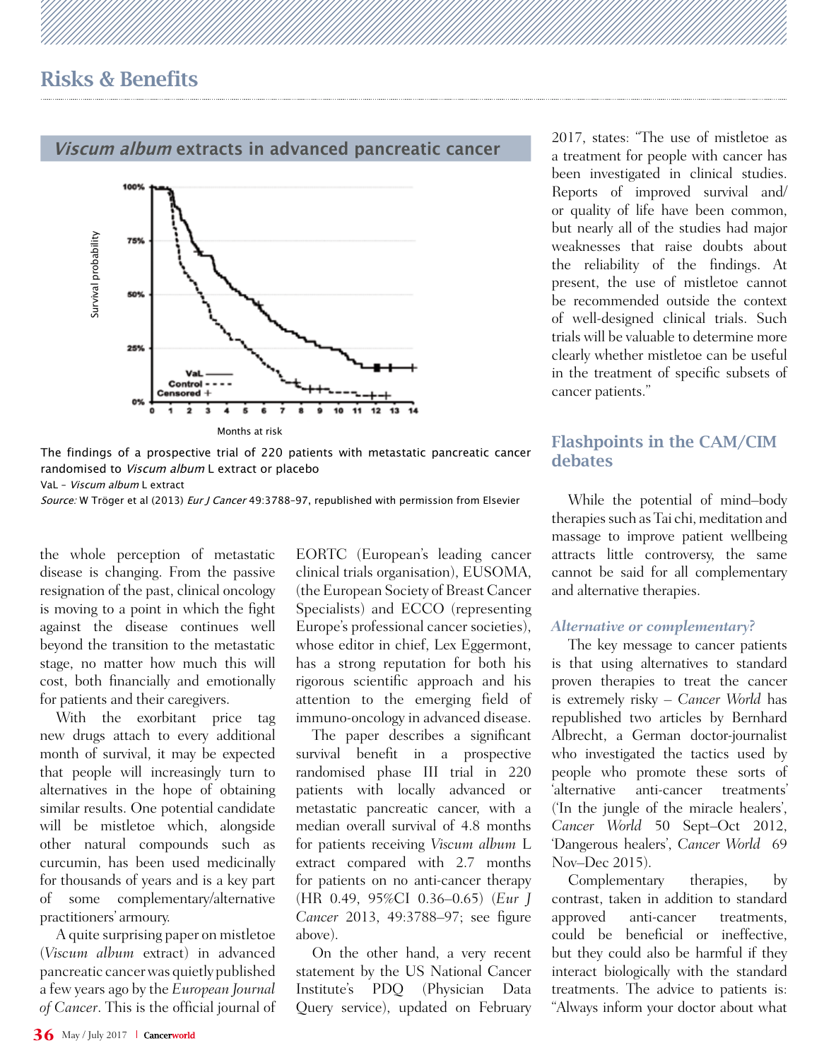## Risks & Benefits

### *Viscum album* extracts in advanced pancreatic cancer

The findings of a prospective trial of 220 patients with metastatic pancreatic cancer randomised to *Viscum album* L extract or placebo

VaL – *Viscum album* L extract

*Source:* W Tröger et al (2013) *Eur J Cancer* 49:3788–97, republished with permission from Elsevier

the whole perception of metastatic disease is changing. From the passive resignation of the past, clinical oncology is moving to a point in which the fight against the disease continues well beyond the transition to the metastatic stage, no matter how much this will cost, both financially and emotionally for patients and their caregivers.

With the exorbitant price tag new drugs attach to every additional month of survival, it may be expected that people will increasingly turn to alternatives in the hope of obtaining similar results. One potential candidate will be mistletoe which, alongside other natural compounds such as curcumin, has been used medicinally for thousands of years and is a key part of some complementary/alternative practitioners' armoury.

A quite surprising paper on mistletoe (*Viscum album* extract) in advanced pancreatic cancer was quietly published a few years ago by the *European Journal of Cancer*. This is the official journal of EORTC (European's leading cancer clinical trials organisation), EUSOMA, (the European Society of Breast Cancer Specialists) and ECCO (representing Europe's professional cancer societies), whose editor in chief, Lex Eggermont, has a strong reputation for both his rigorous scientific approach and his attention to the emerging field of immuno-oncology in advanced disease.

The paper describes a significant survival benefit in a prospective randomised phase III trial in 220 patients with locally advanced or metastatic pancreatic cancer, with a median overall survival of 4.8 months for patients receiving *Viscum album* L extract compared with 2.7 months for patients on no anti-cancer therapy (HR 0.49, 95%CI 0.36–0.65) (*Eur J Cancer* 2013, 49:3788–97; see figure above).

On the other hand, a very recent statement by the US National Cancer Institute's PDQ (Physician Data Query service), updated on February 2017, states: "The use of mistletoe as a treatment for people with cancer has been investigated in clinical studies. Reports of improved survival and/or quality of life have been common, but nearly all of the studies had major weaknesses that raise doubts about the reliability of the findings. At present, the use of mistletoe cannot be recommended outside the context of well-designed clinical trials. Such trials will be valuable to determine more clearly whether mistletoe can be useful in the treatment of specific subsets of cancer patients."

## Flashpoints in the CAM/CIM debates

While the potential of mind–body therapies such as Tai chi, meditation and massage to improve patient wellbeing attracts little controversy, the same cannot be said for all complementary and alternative therapies.

### *Alternative or complementary?*

The key message to cancer patients is that using alternatives to standard proven therapies to treat the cancer is extremely risky – *Cancer World* has republished two articles by Bernhard Albrecht, a German doctor-journalist who investigated the tactics used by people who promote these sorts of 'alternative anti-cancer treatments' ('In the jungle of the miracle healers', *Cancer World* 50 Sept–Oct 2012, 'Dangerous healers', *Cancer World* 69 Nov–Dec 2015).

Complementary therapies, by contrast, taken in addition to standard approved anti-cancer treatments, could be beneficial or ineffective, but they could also be harmful if they interact biologically with the standard treatments. The advice to patients is: "Always inform your doctor about what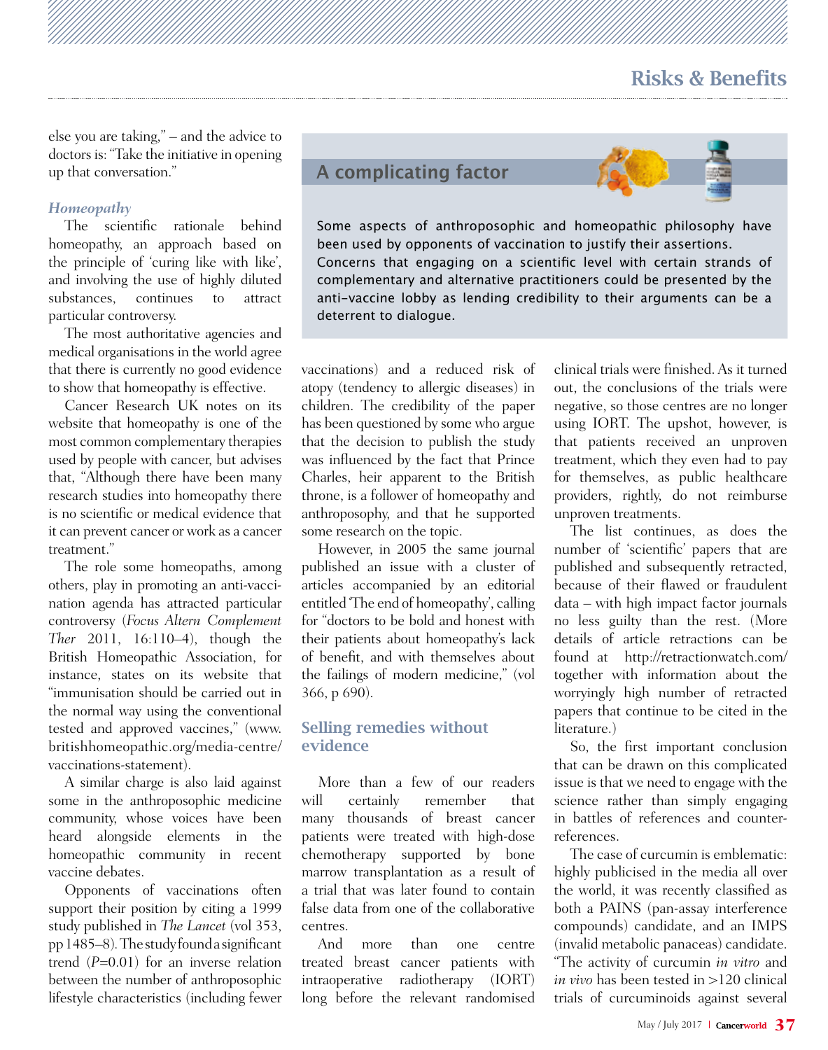else you are taking," – and the advice to doctors is: "Take the initiative in opening up that conversation."

### *Homeopathy*

The scientific rationale behind homeopathy, an approach based on the principle of 'curing like with like', and involving the use of highly diluted substances, continues to attract particular controversy.

The most authoritative agencies and medical organisations in the world agree that there is currently no good evidence to show that homeopathy is effective.

Cancer Research UK notes on its website that homeopathy is one of the most common complementary therapies used by people with cancer, but advises that, "Although there have been many research studies into homeopathy there is no scientific or medical evidence that it can prevent cancer or work as a cancer treatment."

The role some homeopaths, among others, play in promoting an anti-vaccination agenda has attracted particular controversy (*Focus Altern Complement Ther* 2011, 16:110–4), though the British Homeopathic Association, for instance, states on its website that "immunisation should be carried out in the normal way using the conventional tested and approved vaccines," (www.britishhomeopathic.org/media-centre/vaccinations-statement).

A similar charge is also laid against some in the anthroposophic medicine community, whose voices have been heard alongside elements in the homeopathic community in recent vaccine debates.

Opponents of vaccinations often support their position by citing a 1999 study published in *The Lancet* (vol 353, pp 1485–8). The study found a significant trend (*P*=0.01) for an inverse relation between the number of anthroposophic lifestyle characteristics (including fewer vaccinations) and a reduced risk of atopy (tendency to allergic diseases) in children. The credibility of the paper has been questioned by some who argue that the decision to publish the study was influenced by the fact that Prince Charles, heir apparent to the British throne, is a follower of homeopathy and anthroposophy, and that he supported some research on the topic.

However, in 2005 the same journal published an issue with a cluster of articles accompanied by an editorial entitled 'The end of homeopathy', calling for "doctors to be bold and honest with their patients about homeopathy's lack of benefit, and with themselves about the failings of modern medicine," (vol 366, p 690).

> **A complicating factor**
>
> Some aspects of anthroposophic and homeopathic philosophy have been used by opponents of vaccination to justify their assertions. Concerns that engaging on a scientific level with certain strands of complementary and alternative practitioners could be presented by the anti-vaccine lobby as lending credibility to their arguments can be a deterrent to dialogue.

## Selling remedies without evidence

More than a few of our readers will certainly remember that many thousands of breast cancer patients were treated with high-dose chemotherapy supported by bone marrow transplantation as a result of a trial that was later found to contain false data from one of the collaborative centres.

And more than one centre treated breast cancer patients with intraoperative radiotherapy (IORT) long before the relevant randomised clinical trials were finished. As it turned out, the conclusions of the trials were negative, so those centres are no longer using IORT. The upshot, however, is that patients received an unproven treatment, which they even had to pay for themselves, as public healthcare providers, rightly, do not reimburse unproven treatments.

The list continues, as does the number of 'scientific' papers that are published and subsequently retracted, because of their flawed or fraudulent data – with high impact factor journals no less guilty than the rest. (More details of article retractions can be found at http://retractionwatch.com/ together with information about the worryingly high number of retracted papers that continue to be cited in the literature.)

So, the first important conclusion that can be drawn on this complicated issue is that we need to engage with the science rather than simply engaging in battles of references and counter-references.

The case of curcumin is emblematic: highly publicised in the media all over the world, it was recently classified as both a PAINS (pan-assay interference compounds) candidate, and an IMPS (invalid metabolic panaceas) candidate. "The activity of curcumin *in vitro* and *in vivo* has been tested in >120 clinical trials of curcuminoids against several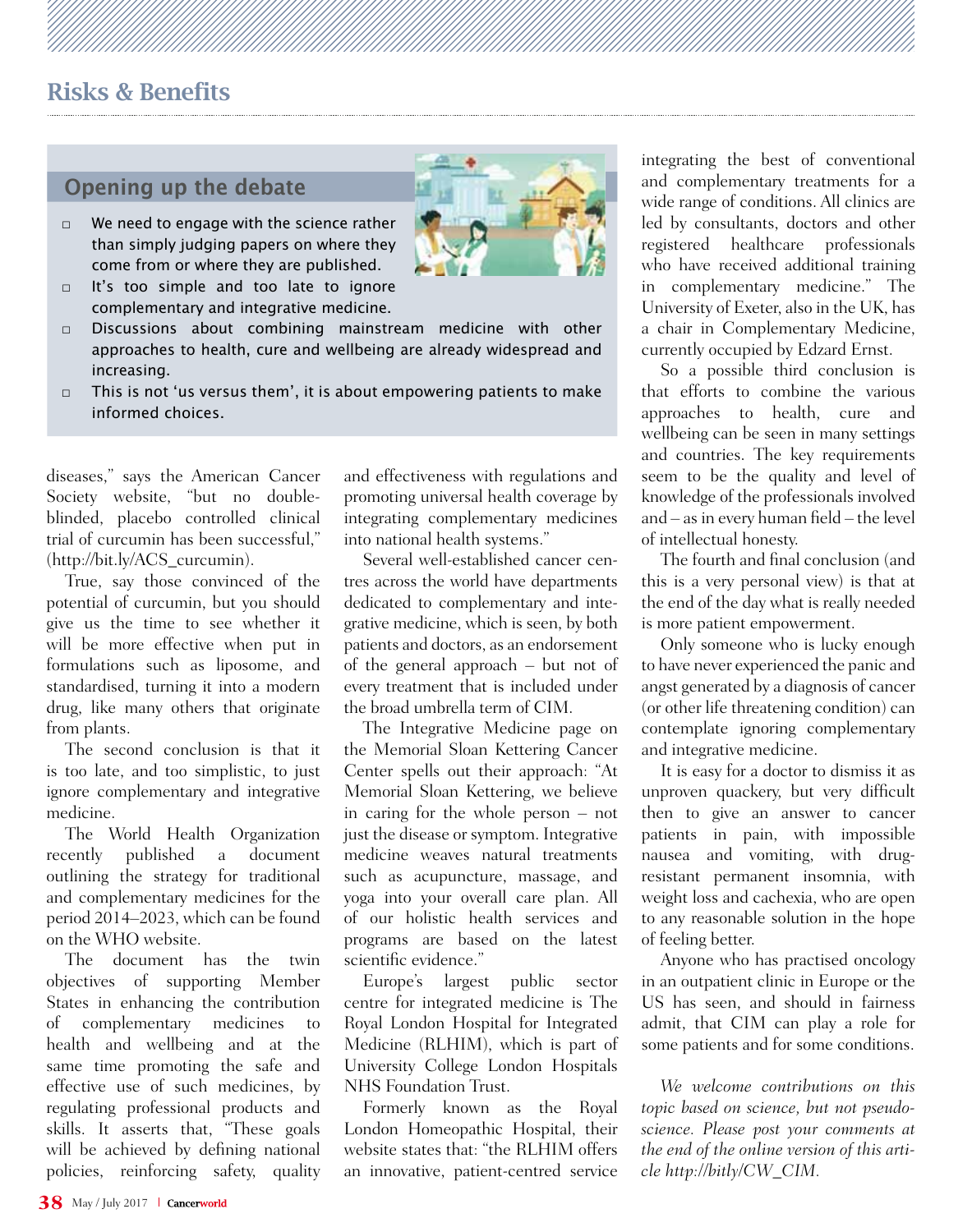## Opening up the debate

- We need to engage with the science rather than simply judging papers on where they come from or where they are published.
- It's too simple and too late to ignore complementary and integrative medicine.
- Discussions about combining mainstream medicine with other approaches to health, cure and wellbeing are already widespread and increasing.
- This is not 'us versus them', it is about empowering patients to make informed choices.

diseases," says the American Cancer Society website, "but no double-blinded, placebo controlled clinical trial of curcumin has been successful," (http://bit.ly/ACS_curcumin).

True, say those convinced of the potential of curcumin, but you should give us the time to see whether it will be more effective when put in formulations such as liposome, and standardised, turning it into a modern drug, like many others that originate from plants.

The second conclusion is that it is too late, and too simplistic, to just ignore complementary and integrative medicine.

The World Health Organization recently published a document outlining the strategy for traditional and complementary medicines for the period 2014–2023, which can be found on the WHO website.

The document has the twin objectives of supporting Member States in enhancing the contribution of complementary medicines to health and wellbeing and at the same time promoting the safe and effective use of such medicines, by regulating professional products and skills. It asserts that, "These goals will be achieved by defining national policies, reinforcing safety, quality and effectiveness with regulations and promoting universal health coverage by integrating complementary medicines into national health systems."

Several well-established cancer centres across the world have departments dedicated to complementary and integrative medicine, which is seen, by both patients and doctors, as an endorsement of the general approach – but not of every treatment that is included under the broad umbrella term of CIM.

The Integrative Medicine page on the Memorial Sloan Kettering Cancer Center spells out their approach: "At Memorial Sloan Kettering, we believe in caring for the whole person – not just the disease or symptom. Integrative medicine weaves natural treatments such as acupuncture, massage, and yoga into your overall care plan. All of our holistic health services and programs are based on the latest scientific evidence."

Europe's largest public sector centre for integrated medicine is The Royal London Hospital for Integrated Medicine (RLHIM), which is part of University College London Hospitals NHS Foundation Trust.

Formerly known as the Royal London Homeopathic Hospital, their website states that: "the RLHIM offers an innovative, patient-centred service integrating the best of conventional and complementary treatments for a wide range of conditions. All clinics are led by consultants, doctors and other registered healthcare professionals who have received additional training in complementary medicine." The University of Exeter, also in the UK, has a chair in Complementary Medicine, currently occupied by Edzard Ernst.

So a possible third conclusion is that efforts to combine the various approaches to health, cure and wellbeing can be seen in many settings and countries. The key requirements seem to be the quality and level of knowledge of the professionals involved and – as in every human field – the level of intellectual honesty.

The fourth and final conclusion (and this is a very personal view) is that at the end of the day what is really needed is more patient empowerment.

Only someone who is lucky enough to have never experienced the panic and angst generated by a diagnosis of cancer (or other life threatening condition) can contemplate ignoring complementary and integrative medicine.

It is easy for a doctor to dismiss it as unproven quackery, but very difficult then to give an answer to cancer patients in pain, with impossible nausea and vomiting, with drug-resistant permanent insomnia, with weight loss and cachexia, who are open to any reasonable solution in the hope of feeling better.

Anyone who has practised oncology in an outpatient clinic in Europe or the US has seen, and should in fairness admit, that CIM can play a role for some patients and for some conditions.

*We welcome contributions on this topic based on science, but not pseudo-science. Please post your comments at the end of the online version of this article http://bitly/CW_CIM.*